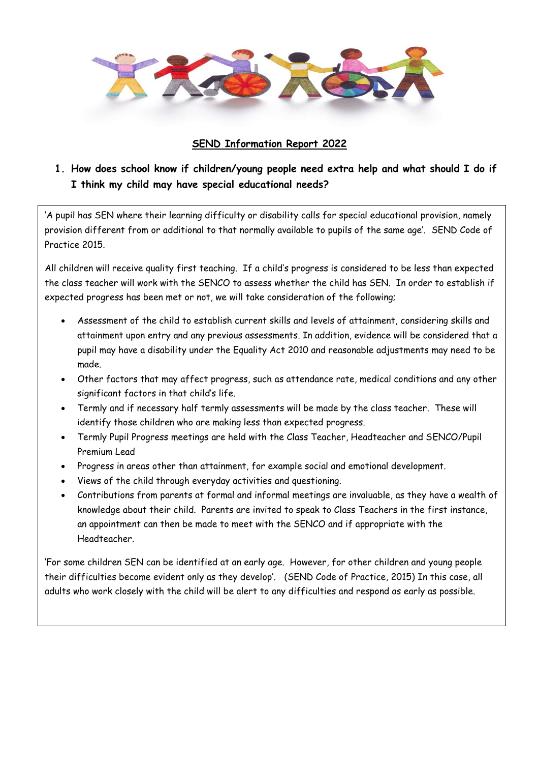# SEND Information Report 2022

## 1. How does school know if children/young people need extra help and what should I do if I think my child may have special educational needs?

'A pupil has SEN where their learning difficulty or disability calls for special educational provision, namely provision different from or additional to that normally available to pupils of the same age'. SEND Code of Practice 2015.

All children will receive quality first teaching. If a child's progress is considered to be less than expected the class teacher will work with the SENCO to assess whether the child has SEN. In order to establish if expected progress has been met or not, we will take consideration of the following;

- Assessment of the child to establish current skills and levels of attainment, considering skills and attainment upon entry and any previous assessments. In addition, evidence will be considered that a pupil may have a disability under the Equality Act 2010 and reasonable adjustments may need to be made.
- Other factors that may affect progress, such as attendance rate, medical conditions and any other significant factors in that child's life.
- Termly and if necessary half termly assessments will be made by the class teacher. These will identify those children who are making less than expected progress.
- Termly Pupil Progress meetings are held with the Class Teacher, Headteacher and SENCO/Pupil Premium Lead
- Progress in areas other than attainment, for example social and emotional development.
- Views of the child through everyday activities and questioning.
- Contributions from parents at formal and informal meetings are invaluable, as they have a wealth of knowledge about their child. Parents are invited to speak to Class Teachers in the first instance, an appointment can then be made to meet with the SENCO and if appropriate with the Headteacher.

'For some children SEN can be identified at an early age. However, for other children and young people their difficulties become evident only as they develop'. (SEND Code of Practice, 2015) In this case, all adults who work closely with the child will be alert to any difficulties and respond as early as possible.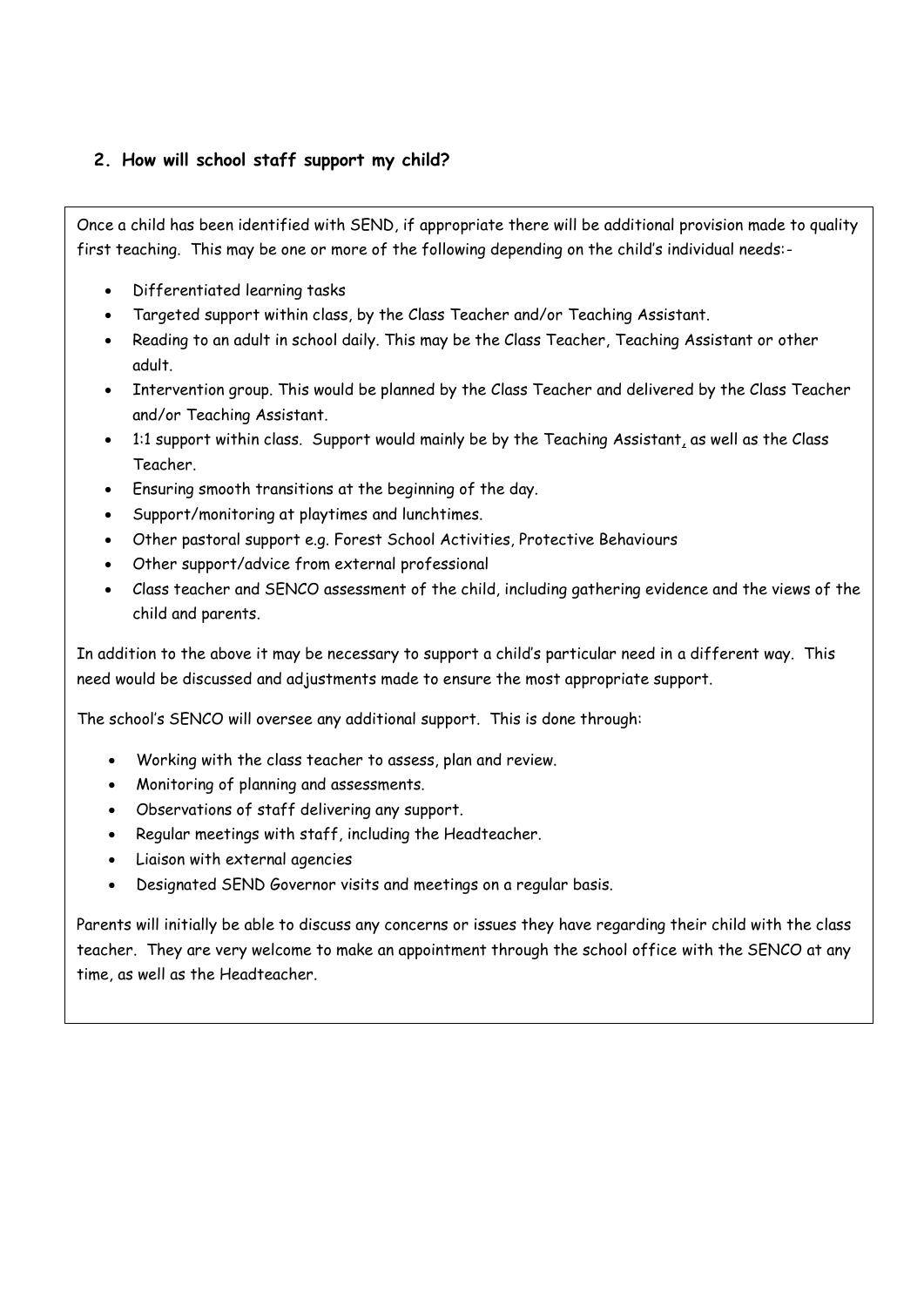## 2. How will school staff support my child?

Once a child has been identified with SEND, if appropriate there will be additional provision made to quality first teaching. This may be one or more of the following depending on the child's individual needs:-

- Differentiated learning tasks
- Targeted support within class, by the Class Teacher and/or Teaching Assistant.
- Reading to an adult in school daily. This may be the Class Teacher, Teaching Assistant or other adult.
- Intervention group. This would be planned by the Class Teacher and delivered by the Class Teacher and/or Teaching Assistant.
- 1:1 support within class. Support would mainly be by the Teaching Assistant, as well as the Class Teacher.
- Ensuring smooth transitions at the beginning of the day.
- Support/monitoring at playtimes and lunchtimes.
- Other pastoral support e.g. Forest School Activities, Protective Behaviours
- Other support/advice from external professional
- Class teacher and SENCO assessment of the child, including gathering evidence and the views of the child and parents.

In addition to the above it may be necessary to support a child's particular need in a different way. This need would be discussed and adjustments made to ensure the most appropriate support.

The school's SENCO will oversee any additional support. This is done through:

- Working with the class teacher to assess, plan and review.
- Monitoring of planning and assessments.
- Observations of staff delivering any support.
- Regular meetings with staff, including the Headteacher.
- Liaison with external agencies
- Designated SEND Governor visits and meetings on a regular basis.

Parents will initially be able to discuss any concerns or issues they have regarding their child with the class teacher. They are very welcome to make an appointment through the school office with the SENCO at any time, as well as the Headteacher.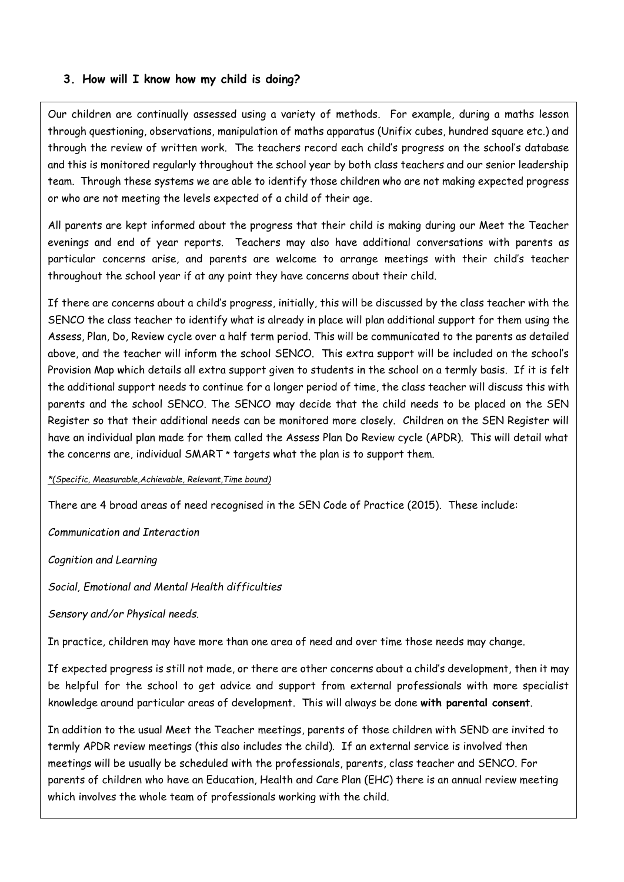## 3. How will I know how my child is doing?

Our children are continually assessed using a variety of methods. For example, during a maths lesson through questioning, observations, manipulation of maths apparatus (Unifix cubes, hundred square etc.) and through the review of written work. The teachers record each child's progress on the school's database and this is monitored regularly throughout the school year by both class teachers and our senior leadership team. Through these systems we are able to identify those children who are not making expected progress or who are not meeting the levels expected of a child of their age.

All parents are kept informed about the progress that their child is making during our Meet the Teacher evenings and end of year reports. Teachers may also have additional conversations with parents as particular concerns arise, and parents are welcome to arrange meetings with their child's teacher throughout the school year if at any point they have concerns about their child.

If there are concerns about a child's progress, initially, this will be discussed by the class teacher with the SENCO the class teacher to identify what is already in place will plan additional support for them using the Assess, Plan, Do, Review cycle over a half term period. This will be communicated to the parents as detailed above, and the teacher will inform the school SENCO. This extra support will be included on the school's Provision Map which details all extra support given to students in the school on a termly basis. If it is felt the additional support needs to continue for a longer period of time, the class teacher will discuss this with parents and the school SENCO. The SENCO may decide that the child needs to be placed on the SEN Register so that their additional needs can be monitored more closely. Children on the SEN Register will have an individual plan made for them called the Assess Plan Do Review cycle (APDR). This will detail what the concerns are, individual SMART * targets what the plan is to support them.

*\*(Specific, Measurable,Achievable, Relevant,Time bound)*

There are 4 broad areas of need recognised in the SEN Code of Practice (2015). These include:

*Communication and Interaction*

*Cognition and Learning*

*Social, Emotional and Mental Health difficulties*

*Sensory and/or Physical needs.*

In practice, children may have more than one area of need and over time those needs may change.

If expected progress is still not made, or there are other concerns about a child's development, then it may be helpful for the school to get advice and support from external professionals with more specialist knowledge around particular areas of development. This will always be done **with parental consent**.

In addition to the usual Meet the Teacher meetings, parents of those children with SEND are invited to termly APDR review meetings (this also includes the child). If an external service is involved then meetings will be usually be scheduled with the professionals, parents, class teacher and SENCO. For parents of children who have an Education, Health and Care Plan (EHC) there is an annual review meeting which involves the whole team of professionals working with the child.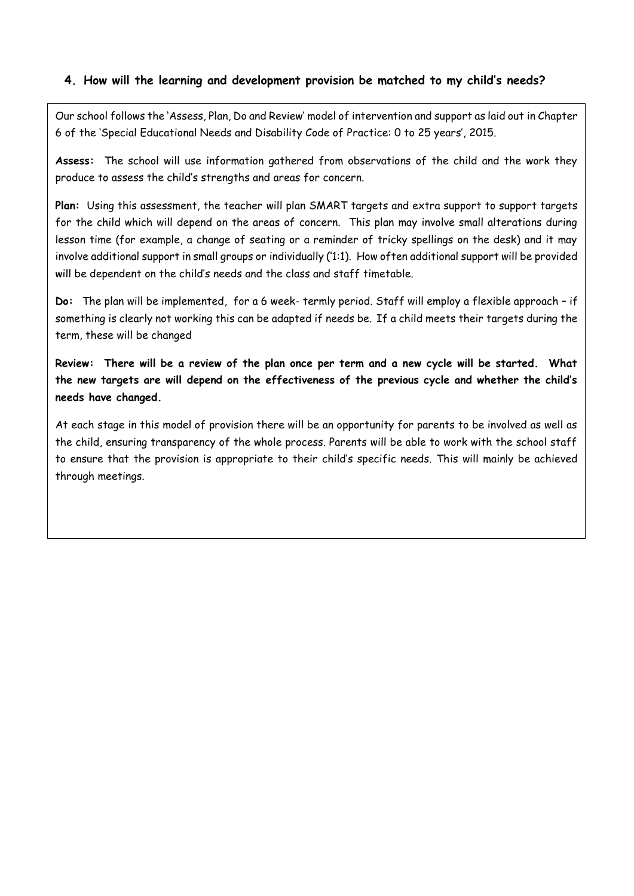## 4. How will the learning and development provision be matched to my child's needs?

Our school follows the 'Assess, Plan, Do and Review' model of intervention and support as laid out in Chapter 6 of the 'Special Educational Needs and Disability Code of Practice: 0 to 25 years', 2015.

**Assess:** The school will use information gathered from observations of the child and the work they produce to assess the child's strengths and areas for concern.

**Plan:** Using this assessment, the teacher will plan SMART targets and extra support to support targets for the child which will depend on the areas of concern. This plan may involve small alterations during lesson time (for example, a change of seating or a reminder of tricky spellings on the desk) and it may involve additional support in small groups or individually ('1:1). How often additional support will be provided will be dependent on the child's needs and the class and staff timetable.

**Do:** The plan will be implemented, for a 6 week- termly period. Staff will employ a flexible approach – if something is clearly not working this can be adapted if needs be. If a child meets their targets during the term, these will be changed

**Review: There will be a review of the plan once per term and a new cycle will be started. What the new targets are will depend on the effectiveness of the previous cycle and whether the child's needs have changed.**

At each stage in this model of provision there will be an opportunity for parents to be involved as well as the child, ensuring transparency of the whole process. Parents will be able to work with the school staff to ensure that the provision is appropriate to their child's specific needs. This will mainly be achieved through meetings.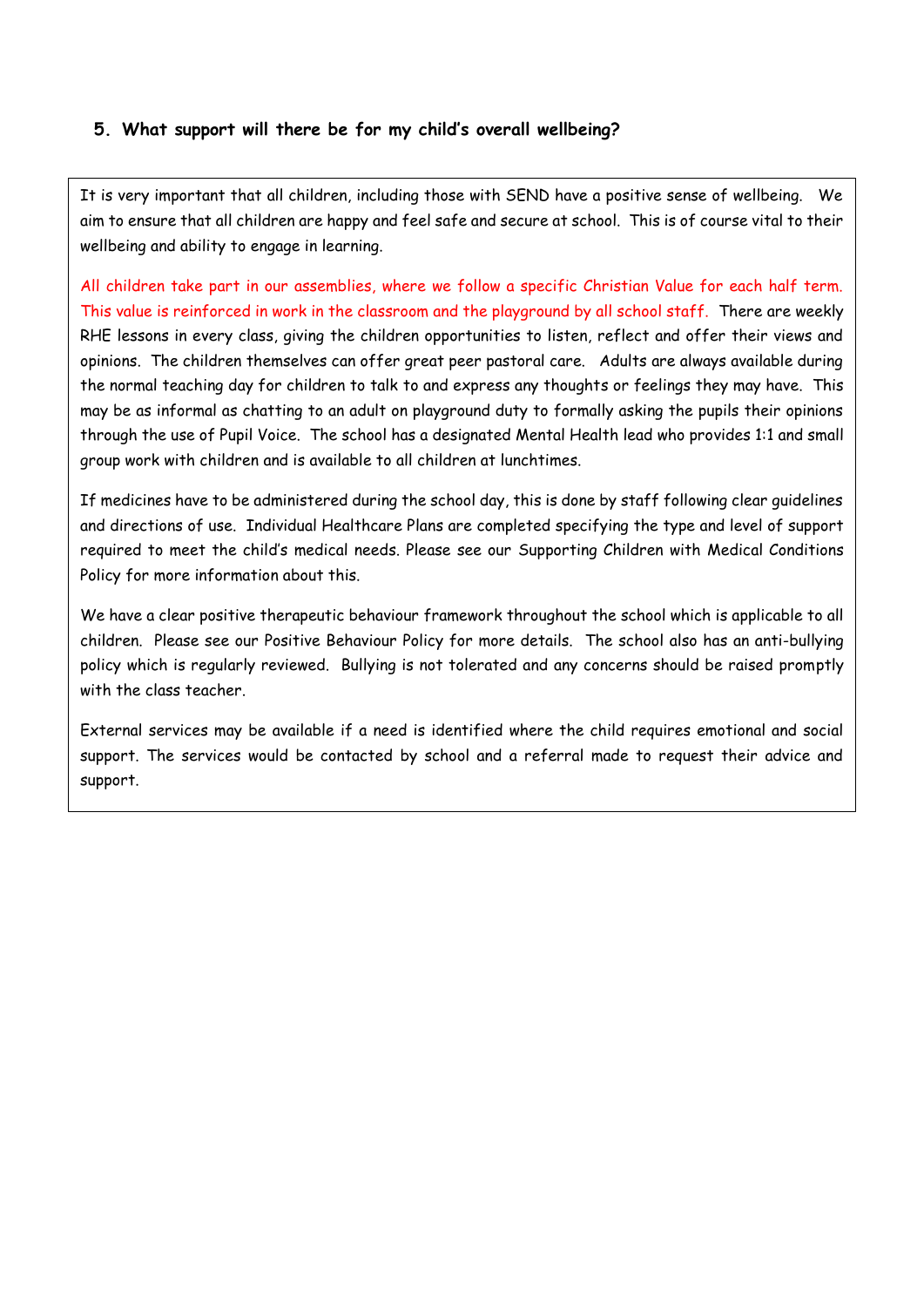### 5. What support will there be for my child's overall wellbeing?

It is very important that all children, including those with SEND have a positive sense of wellbeing. We aim to ensure that all children are happy and feel safe and secure at school. This is of course vital to their wellbeing and ability to engage in learning.

All children take part in our assemblies, where we follow a specific Christian Value for each half term. This value is reinforced in work in the classroom and the playground by all school staff. There are weekly RHE lessons in every class, giving the children opportunities to listen, reflect and offer their views and opinions. The children themselves can offer great peer pastoral care. Adults are always available during the normal teaching day for children to talk to and express any thoughts or feelings they may have. This may be as informal as chatting to an adult on playground duty to formally asking the pupils their opinions through the use of Pupil Voice. The school has a designated Mental Health lead who provides 1:1 and small group work with children and is available to all children at lunchtimes.

If medicines have to be administered during the school day, this is done by staff following clear guidelines and directions of use. Individual Healthcare Plans are completed specifying the type and level of support required to meet the child's medical needs. Please see our Supporting Children with Medical Conditions Policy for more information about this.

We have a clear positive therapeutic behaviour framework throughout the school which is applicable to all children. Please see our Positive Behaviour Policy for more details. The school also has an anti-bullying policy which is regularly reviewed. Bullying is not tolerated and any concerns should be raised promptly with the class teacher.

External services may be available if a need is identified where the child requires emotional and social support. The services would be contacted by school and a referral made to request their advice and support.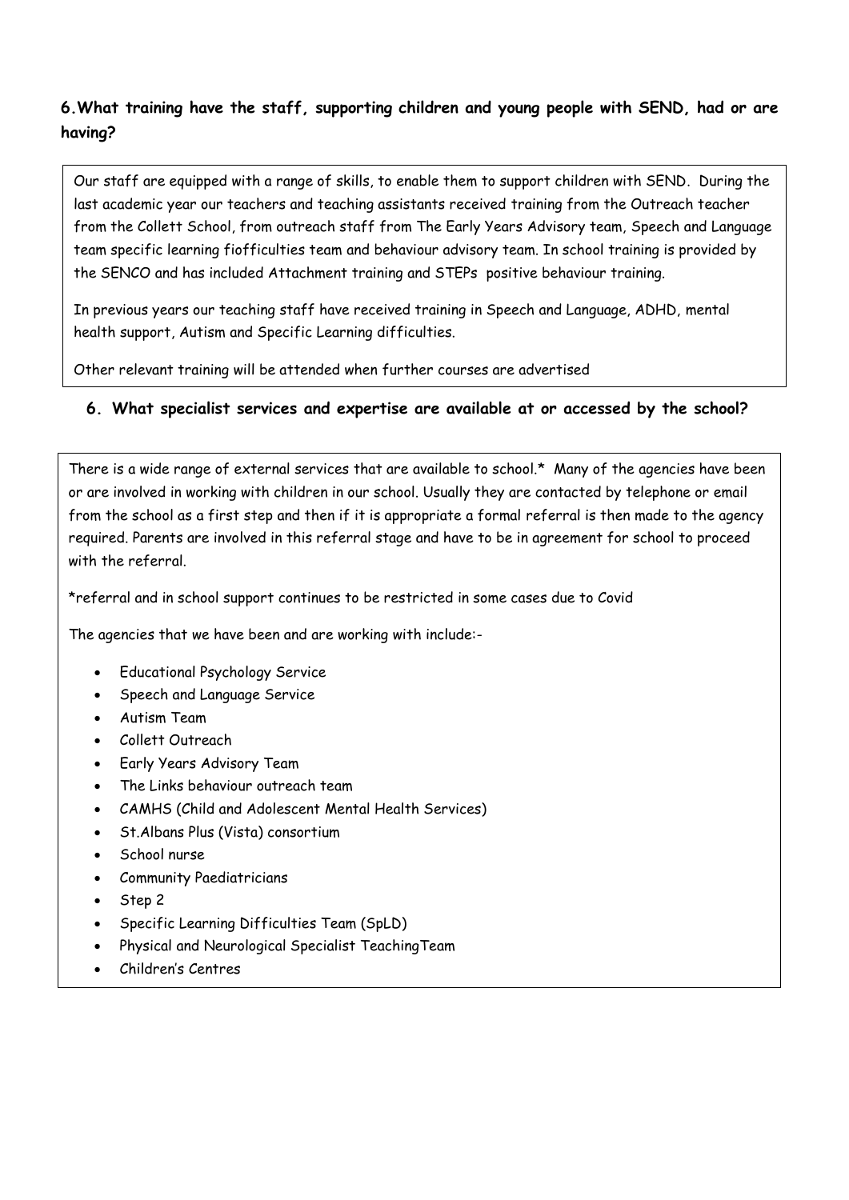## 6.What training have the staff, supporting children and young people with SEND, had or are having?

Our staff are equipped with a range of skills, to enable them to support children with SEND. During the last academic year our teachers and teaching assistants received training from the Outreach teacher from the Collett School, from outreach staff from The Early Years Advisory team, Speech and Language team specific learning fiofficulties team and behaviour advisory team. In school training is provided by the SENCO and has included Attachment training and STEPs positive behaviour training.

In previous years our teaching staff have received training in Speech and Language, ADHD, mental health support, Autism and Specific Learning difficulties.

Other relevant training will be attended when further courses are advertised

## 6. What specialist services and expertise are available at or accessed by the school?

There is a wide range of external services that are available to school.* Many of the agencies have been or are involved in working with children in our school. Usually they are contacted by telephone or email from the school as a first step and then if it is appropriate a formal referral is then made to the agency required. Parents are involved in this referral stage and have to be in agreement for school to proceed with the referral.

*referral and in school support continues to be restricted in some cases due to Covid

The agencies that we have been and are working with include:-

- Educational Psychology Service
- Speech and Language Service
- Autism Team
- Collett Outreach
- Early Years Advisory Team
- The Links behaviour outreach team
- CAMHS (Child and Adolescent Mental Health Services)
- St.Albans Plus (Vista) consortium
- School nurse
- Community Paediatricians
- Step 2
- Specific Learning Difficulties Team (SpLD)
- Physical and Neurological Specialist TeachingTeam
- Children's Centres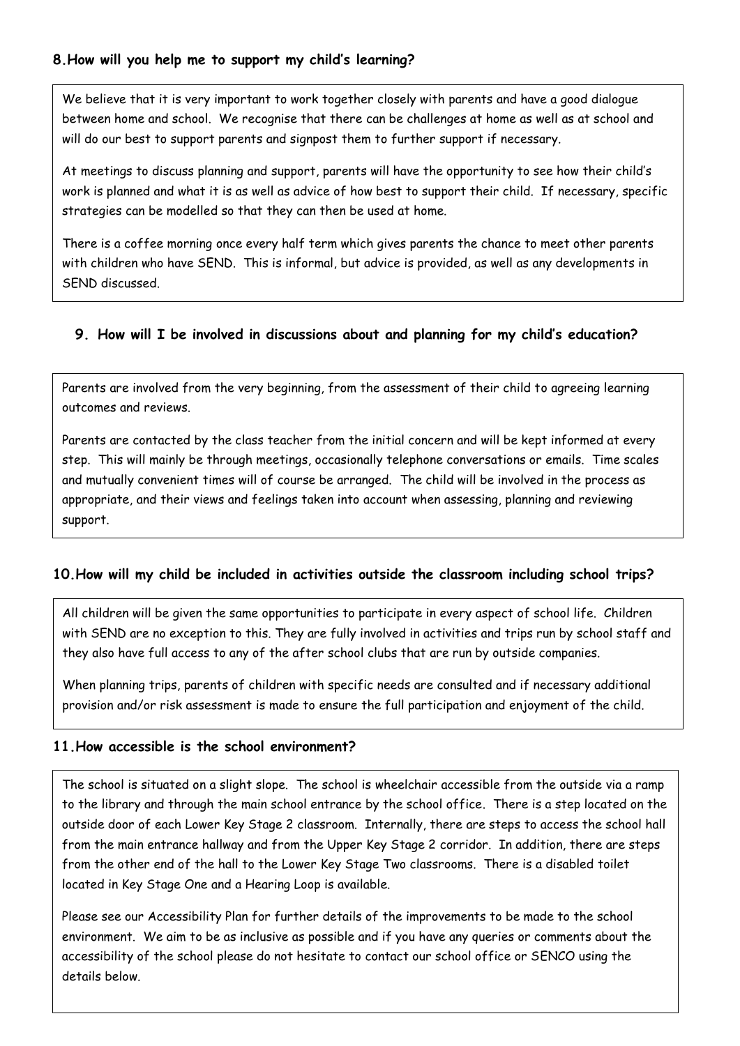### 8.How will you help me to support my child's learning?

We believe that it is very important to work together closely with parents and have a good dialogue between home and school. We recognise that there can be challenges at home as well as at school and will do our best to support parents and signpost them to further support if necessary.

At meetings to discuss planning and support, parents will have the opportunity to see how their child's work is planned and what it is as well as advice of how best to support their child. If necessary, specific strategies can be modelled so that they can then be used at home.

There is a coffee morning once every half term which gives parents the chance to meet other parents with children who have SEND. This is informal, but advice is provided, as well as any developments in SEND discussed.

### 9. How will I be involved in discussions about and planning for my child's education?

Parents are involved from the very beginning, from the assessment of their child to agreeing learning outcomes and reviews.

Parents are contacted by the class teacher from the initial concern and will be kept informed at every step. This will mainly be through meetings, occasionally telephone conversations or emails. Time scales and mutually convenient times will of course be arranged. The child will be involved in the process as appropriate, and their views and feelings taken into account when assessing, planning and reviewing support.

### 10.How will my child be included in activities outside the classroom including school trips?

All children will be given the same opportunities to participate in every aspect of school life. Children with SEND are no exception to this. They are fully involved in activities and trips run by school staff and they also have full access to any of the after school clubs that are run by outside companies.

When planning trips, parents of children with specific needs are consulted and if necessary additional provision and/or risk assessment is made to ensure the full participation and enjoyment of the child.

### 11.How accessible is the school environment?

The school is situated on a slight slope. The school is wheelchair accessible from the outside via a ramp to the library and through the main school entrance by the school office. There is a step located on the outside door of each Lower Key Stage 2 classroom. Internally, there are steps to access the school hall from the main entrance hallway and from the Upper Key Stage 2 corridor. In addition, there are steps from the other end of the hall to the Lower Key Stage Two classrooms. There is a disabled toilet located in Key Stage One and a Hearing Loop is available.

Please see our Accessibility Plan for further details of the improvements to be made to the school environment. We aim to be as inclusive as possible and if you have any queries or comments about the accessibility of the school please do not hesitate to contact our school office or SENCO using the details below.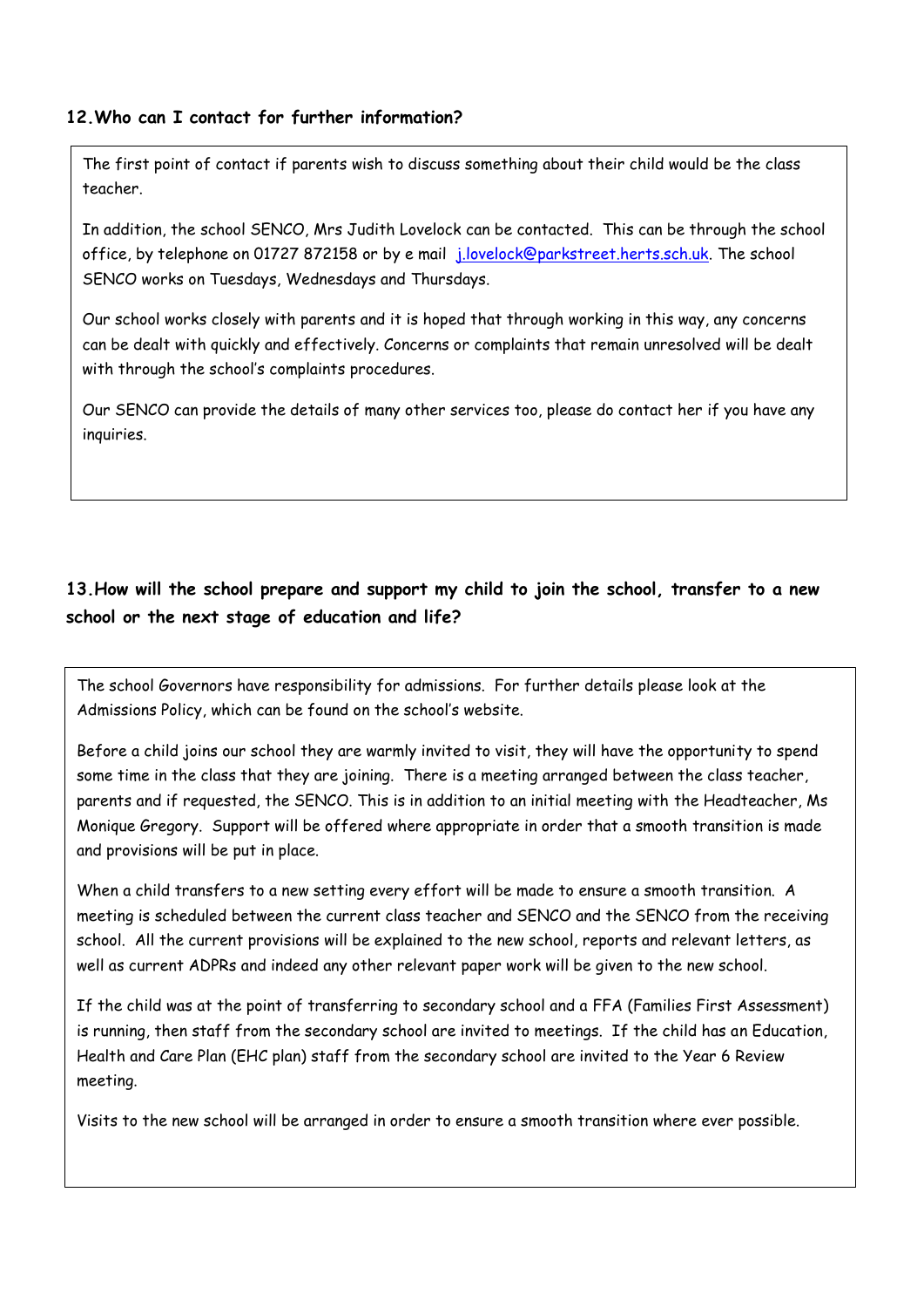## 12. Who can I contact for further information?

The first point of contact if parents wish to discuss something about their child would be the class teacher.

In addition, the school SENCO, Mrs Judith Lovelock can be contacted. This can be through the school office, by telephone on 01727 872158 or by e mail j.lovelock@parkstreet.herts.sch.uk. The school SENCO works on Tuesdays, Wednesdays and Thursdays.

Our school works closely with parents and it is hoped that through working in this way, any concerns can be dealt with quickly and effectively. Concerns or complaints that remain unresolved will be dealt with through the school's complaints procedures.

Our SENCO can provide the details of many other services too, please do contact her if you have any inquiries.

## 13. How will the school prepare and support my child to join the school, transfer to a new school or the next stage of education and life?

The school Governors have responsibility for admissions. For further details please look at the Admissions Policy, which can be found on the school's website.

Before a child joins our school they are warmly invited to visit, they will have the opportunity to spend some time in the class that they are joining. There is a meeting arranged between the class teacher, parents and if requested, the SENCO. This is in addition to an initial meeting with the Headteacher, Ms Monique Gregory. Support will be offered where appropriate in order that a smooth transition is made and provisions will be put in place.

When a child transfers to a new setting every effort will be made to ensure a smooth transition. A meeting is scheduled between the current class teacher and SENCO and the SENCO from the receiving school. All the current provisions will be explained to the new school, reports and relevant letters, as well as current ADPRs and indeed any other relevant paper work will be given to the new school.

If the child was at the point of transferring to secondary school and a FFA (Families First Assessment) is running, then staff from the secondary school are invited to meetings. If the child has an Education, Health and Care Plan (EHC plan) staff from the secondary school are invited to the Year 6 Review meeting.

Visits to the new school will be arranged in order to ensure a smooth transition where ever possible.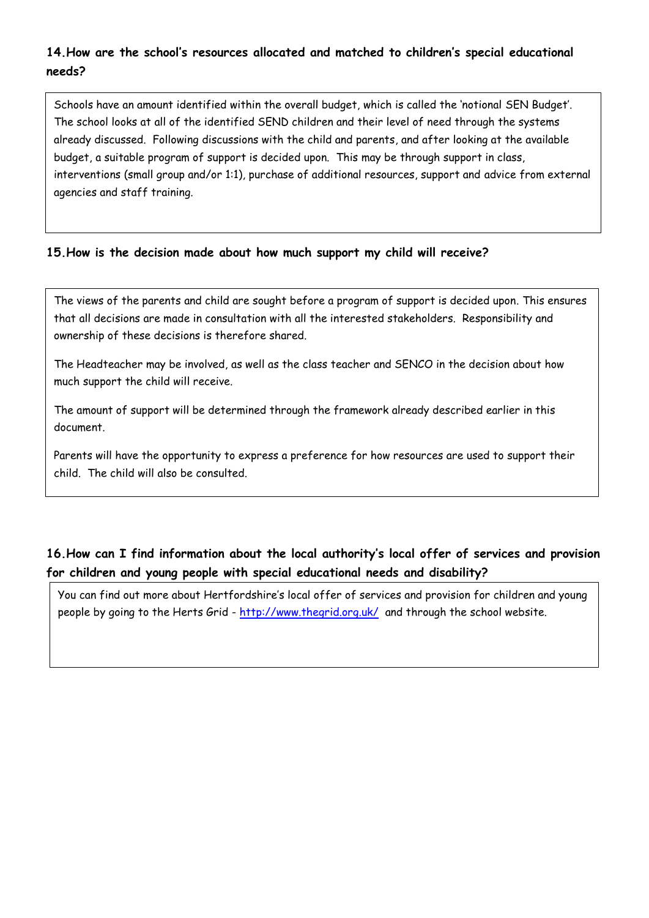### 14. How are the school's resources allocated and matched to children's special educational needs?

Schools have an amount identified within the overall budget, which is called the 'notional SEN Budget'. The school looks at all of the identified SEND children and their level of need through the systems already discussed. Following discussions with the child and parents, and after looking at the available budget, a suitable program of support is decided upon. This may be through support in class, interventions (small group and/or 1:1), purchase of additional resources, support and advice from external agencies and staff training.

### 15. How is the decision made about how much support my child will receive?

The views of the parents and child are sought before a program of support is decided upon. This ensures that all decisions are made in consultation with all the interested stakeholders. Responsibility and ownership of these decisions is therefore shared.

The Headteacher may be involved, as well as the class teacher and SENCO in the decision about how much support the child will receive.

The amount of support will be determined through the framework already described earlier in this document.

Parents will have the opportunity to express a preference for how resources are used to support their child. The child will also be consulted.

### 16. How can I find information about the local authority's local offer of services and provision for children and young people with special educational needs and disability?

You can find out more about Hertfordshire's local offer of services and provision for children and young people by going to the Herts Grid - [http://www.thegrid.org.uk/](http://www.thegrid.org.uk/) and through the school website.